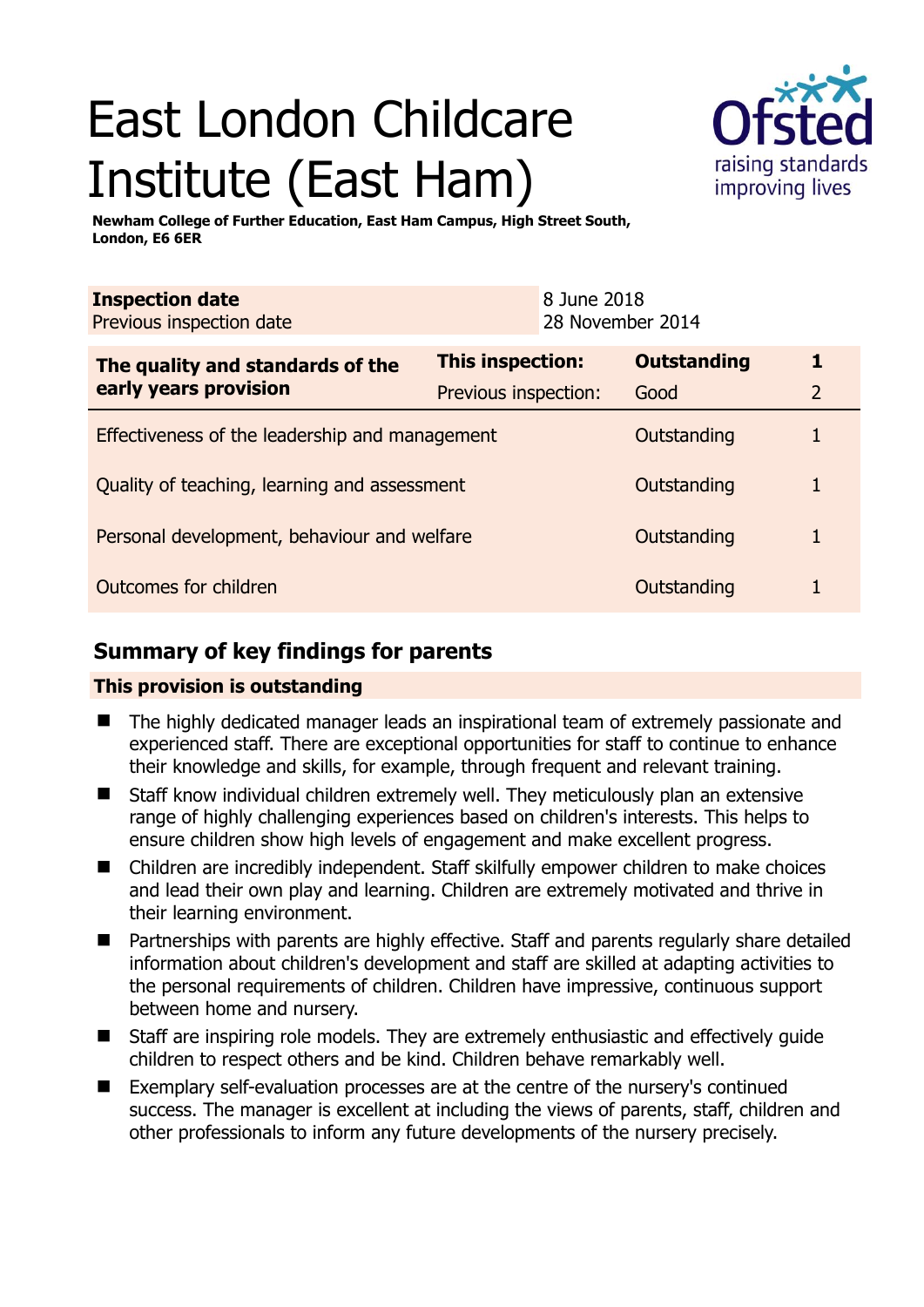# East London Childcare Institute (East Ham)

**Newham College of Further Education, East Ham Campus, High Street South, London, E6 6ER**

| | |
|---|---|
| **Inspection date** | 8 June 2018 |
| Previous inspection date | 28 November 2014 |

| | | | |
|---|---|---|---|
| **The quality and standards of the early years provision** | **This inspection:** | **Outstanding** | **1** |
| | Previous inspection: | Good | 2 |
| Effectiveness of the leadership and management | | Outstanding | 1 |
| Quality of teaching, learning and assessment | | Outstanding | 1 |
| Personal development, behaviour and welfare | | Outstanding | 1 |
| Outcomes for children | | Outstanding | 1 |

## Summary of key findings for parents

**This provision is outstanding**

- The highly dedicated manager leads an inspirational team of extremely passionate and experienced staff. There are exceptional opportunities for staff to continue to enhance their knowledge and skills, for example, through frequent and relevant training.
- Staff know individual children extremely well. They meticulously plan an extensive range of highly challenging experiences based on children's interests. This helps to ensure children show high levels of engagement and make excellent progress.
- Children are incredibly independent. Staff skilfully empower children to make choices and lead their own play and learning. Children are extremely motivated and thrive in their learning environment.
- Partnerships with parents are highly effective. Staff and parents regularly share detailed information about children's development and staff are skilled at adapting activities to the personal requirements of children. Children have impressive, continuous support between home and nursery.
- Staff are inspiring role models. They are extremely enthusiastic and effectively guide children to respect others and be kind. Children behave remarkably well.
- Exemplary self-evaluation processes are at the centre of the nursery's continued success. The manager is excellent at including the views of parents, staff, children and other professionals to inform any future developments of the nursery precisely.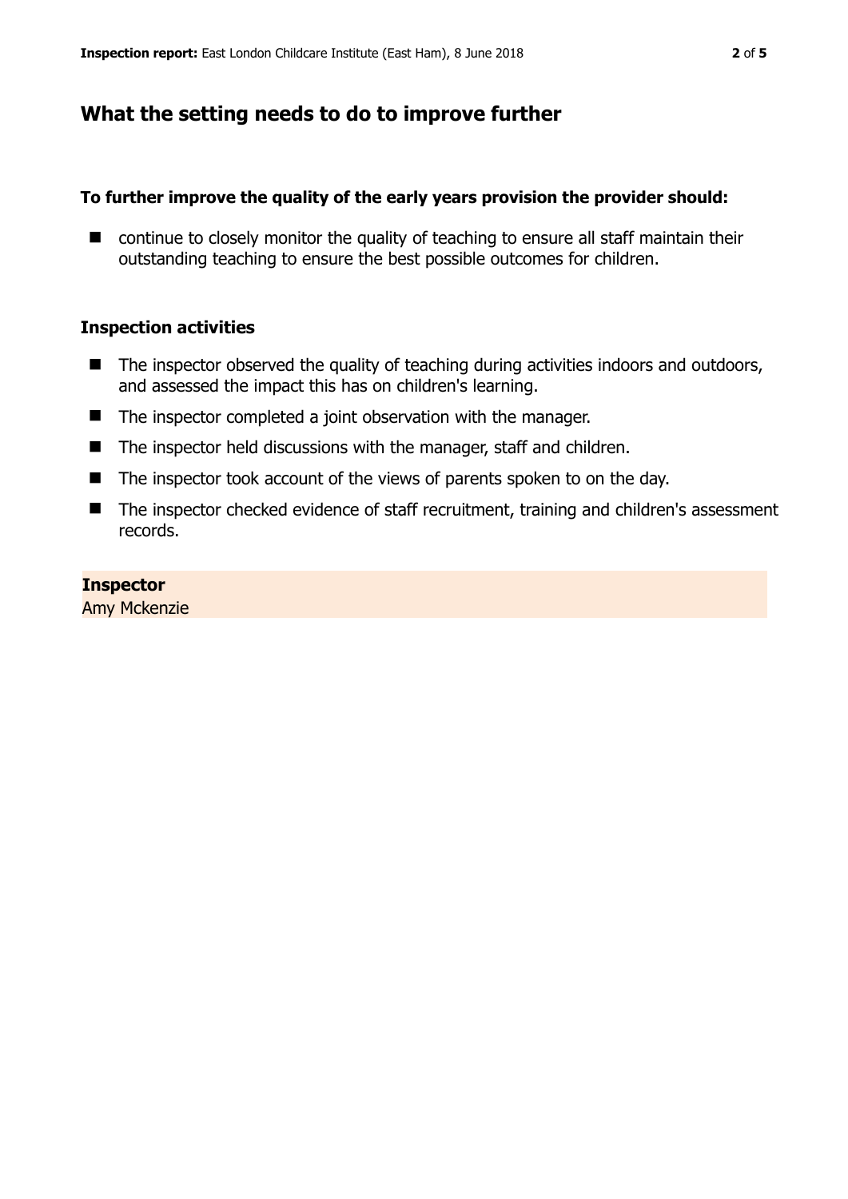## What the setting needs to do to improve further

### To further improve the quality of the early years provision the provider should:

- continue to closely monitor the quality of teaching to ensure all staff maintain their outstanding teaching to ensure the best possible outcomes for children.

### Inspection activities

- The inspector observed the quality of teaching during activities indoors and outdoors, and assessed the impact this has on children's learning.
- The inspector completed a joint observation with the manager.
- The inspector held discussions with the manager, staff and children.
- The inspector took account of the views of parents spoken to on the day.
- The inspector checked evidence of staff recruitment, training and children's assessment records.

**Inspector**
Amy Mckenzie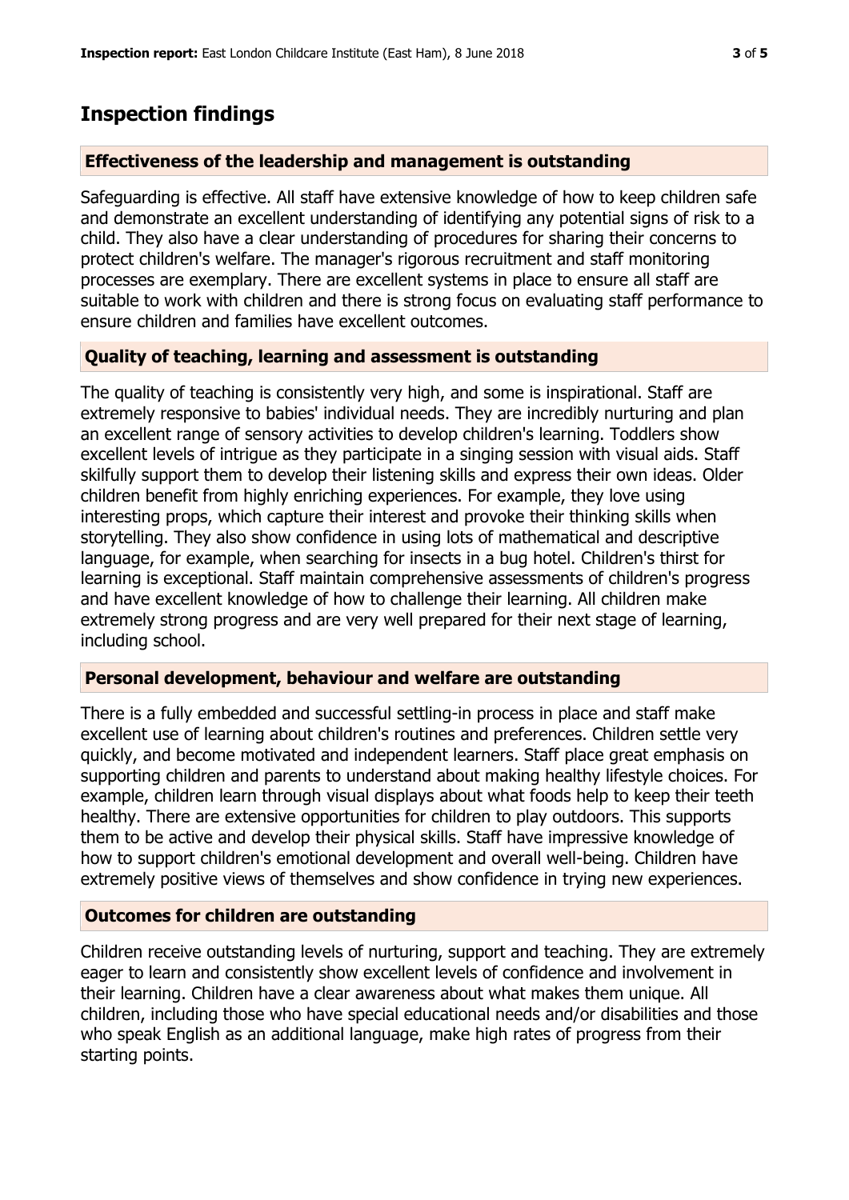## Inspection findings

### Effectiveness of the leadership and management is outstanding

Safeguarding is effective. All staff have extensive knowledge of how to keep children safe and demonstrate an excellent understanding of identifying any potential signs of risk to a child. They also have a clear understanding of procedures for sharing their concerns to protect children's welfare. The manager's rigorous recruitment and staff monitoring processes are exemplary. There are excellent systems in place to ensure all staff are suitable to work with children and there is strong focus on evaluating staff performance to ensure children and families have excellent outcomes.

### Quality of teaching, learning and assessment is outstanding

The quality of teaching is consistently very high, and some is inspirational. Staff are extremely responsive to babies' individual needs. They are incredibly nurturing and plan an excellent range of sensory activities to develop children's learning. Toddlers show excellent levels of intrigue as they participate in a singing session with visual aids. Staff skilfully support them to develop their listening skills and express their own ideas. Older children benefit from highly enriching experiences. For example, they love using interesting props, which capture their interest and provoke their thinking skills when storytelling. They also show confidence in using lots of mathematical and descriptive language, for example, when searching for insects in a bug hotel. Children's thirst for learning is exceptional. Staff maintain comprehensive assessments of children's progress and have excellent knowledge of how to challenge their learning. All children make extremely strong progress and are very well prepared for their next stage of learning, including school.

### Personal development, behaviour and welfare are outstanding

There is a fully embedded and successful settling-in process in place and staff make excellent use of learning about children's routines and preferences. Children settle very quickly, and become motivated and independent learners. Staff place great emphasis on supporting children and parents to understand about making healthy lifestyle choices. For example, children learn through visual displays about what foods help to keep their teeth healthy. There are extensive opportunities for children to play outdoors. This supports them to be active and develop their physical skills. Staff have impressive knowledge of how to support children's emotional development and overall well-being. Children have extremely positive views of themselves and show confidence in trying new experiences.

### Outcomes for children are outstanding

Children receive outstanding levels of nurturing, support and teaching. They are extremely eager to learn and consistently show excellent levels of confidence and involvement in their learning. Children have a clear awareness about what makes them unique. All children, including those who have special educational needs and/or disabilities and those who speak English as an additional language, make high rates of progress from their starting points.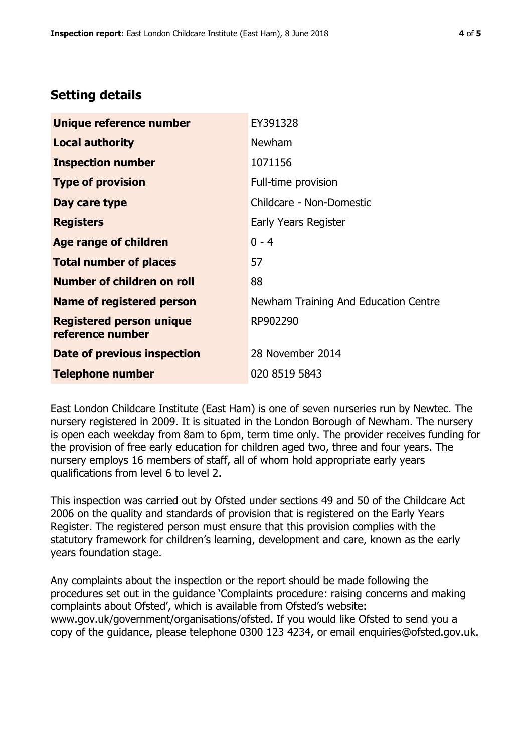## Setting details

| | |
|---|---|
| **Unique reference number** | EY391328 |
| **Local authority** | Newham |
| **Inspection number** | 1071156 |
| **Type of provision** | Full-time provision |
| **Day care type** | Childcare - Non-Domestic |
| **Registers** | Early Years Register |
| **Age range of children** | 0 - 4 |
| **Total number of places** | 57 |
| **Number of children on roll** | 88 |
| **Name of registered person** | Newham Training And Education Centre |
| **Registered person unique reference number** | RP902290 |
| **Date of previous inspection** | 28 November 2014 |
| **Telephone number** | 020 8519 5843 |

East London Childcare Institute (East Ham) is one of seven nurseries run by Newtec. The nursery registered in 2009. It is situated in the London Borough of Newham. The nursery is open each weekday from 8am to 6pm, term time only. The provider receives funding for the provision of free early education for children aged two, three and four years. The nursery employs 16 members of staff, all of whom hold appropriate early years qualifications from level 6 to level 2.

This inspection was carried out by Ofsted under sections 49 and 50 of the Childcare Act 2006 on the quality and standards of provision that is registered on the Early Years Register. The registered person must ensure that this provision complies with the statutory framework for children's learning, development and care, known as the early years foundation stage.

Any complaints about the inspection or the report should be made following the procedures set out in the guidance 'Complaints procedure: raising concerns and making complaints about Ofsted', which is available from Ofsted's website: www.gov.uk/government/organisations/ofsted. If you would like Ofsted to send you a copy of the guidance, please telephone 0300 123 4234, or email enquiries@ofsted.gov.uk.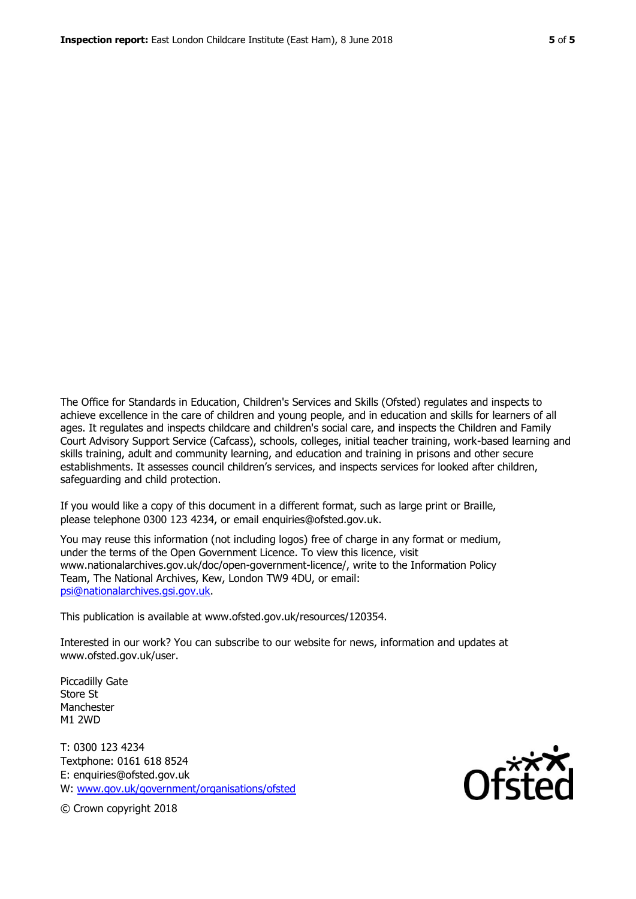The Office for Standards in Education, Children's Services and Skills (Ofsted) regulates and inspects to achieve excellence in the care of children and young people, and in education and skills for learners of all ages. It regulates and inspects childcare and children's social care, and inspects the Children and Family Court Advisory Support Service (Cafcass), schools, colleges, initial teacher training, work-based learning and skills training, adult and community learning, and education and training in prisons and other secure establishments. It assesses council children's services, and inspects services for looked after children, safeguarding and child protection.

If you would like a copy of this document in a different format, such as large print or Braille, please telephone 0300 123 4234, or email enquiries@ofsted.gov.uk.

You may reuse this information (not including logos) free of charge in any format or medium, under the terms of the Open Government Licence. To view this licence, visit www.nationalarchives.gov.uk/doc/open-government-licence/, write to the Information Policy Team, The National Archives, Kew, London TW9 4DU, or email: psi@nationalarchives.gsi.gov.uk.

This publication is available at www.ofsted.gov.uk/resources/120354.

Interested in our work? You can subscribe to our website for news, information and updates at www.ofsted.gov.uk/user.

Piccadilly Gate
Store St
Manchester
M1 2WD

T: 0300 123 4234
Textphone: 0161 618 8524
E: enquiries@ofsted.gov.uk
W: www.gov.uk/government/organisations/ofsted

© Crown copyright 2018